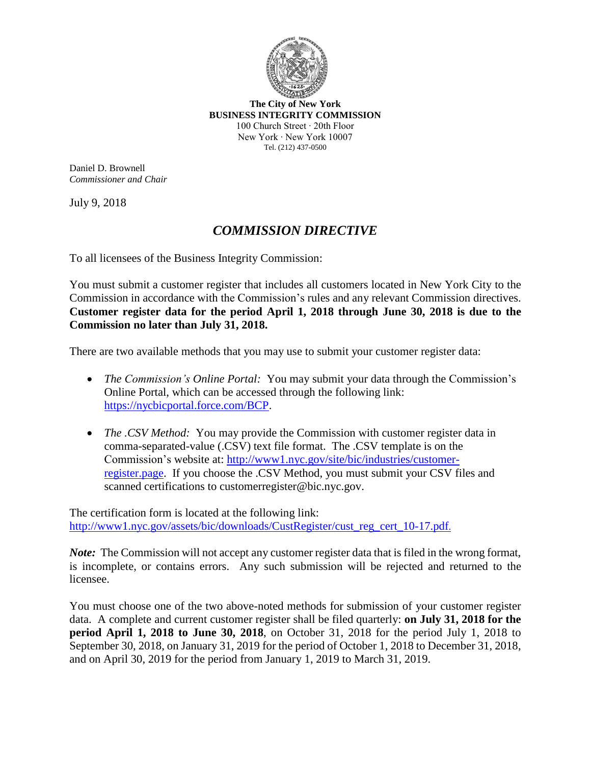**The City of New York**
**BUSINESS INTEGRITY COMMISSION**
100 Church Street · 20th Floor
New York · New York 10007
Tel. (212) 437-0500

Daniel D. Brownell
*Commissioner and Chair*

July 9, 2018

## *COMMISSION DIRECTIVE*

To all licensees of the Business Integrity Commission:

You must submit a customer register that includes all customers located in New York City to the Commission in accordance with the Commission's rules and any relevant Commission directives. **Customer register data for the period April 1, 2018 through June 30, 2018 is due to the Commission no later than July 31, 2018.**

There are two available methods that you may use to submit your customer register data:

- *The Commission's Online Portal:* You may submit your data through the Commission's Online Portal, which can be accessed through the following link: https://nycbicportal.force.com/BCP.
- *The .CSV Method:* You may provide the Commission with customer register data in comma-separated-value (.CSV) text file format. The .CSV template is on the Commission's website at: http://www1.nyc.gov/site/bic/industries/customer-register.page. If you choose the .CSV Method, you must submit your CSV files and scanned certifications to customerregister@bic.nyc.gov.

The certification form is located at the following link: http://www1.nyc.gov/assets/bic/downloads/CustRegister/cust_reg_cert_10-17.pdf.

***Note:*** The Commission will not accept any customer register data that is filed in the wrong format, is incomplete, or contains errors. Any such submission will be rejected and returned to the licensee.

You must choose one of the two above-noted methods for submission of your customer register data. A complete and current customer register shall be filed quarterly: **on July 31, 2018 for the period April 1, 2018 to June 30, 2018**, on October 31, 2018 for the period July 1, 2018 to September 30, 2018, on January 31, 2019 for the period of October 1, 2018 to December 31, 2018, and on April 30, 2019 for the period from January 1, 2019 to March 31, 2019.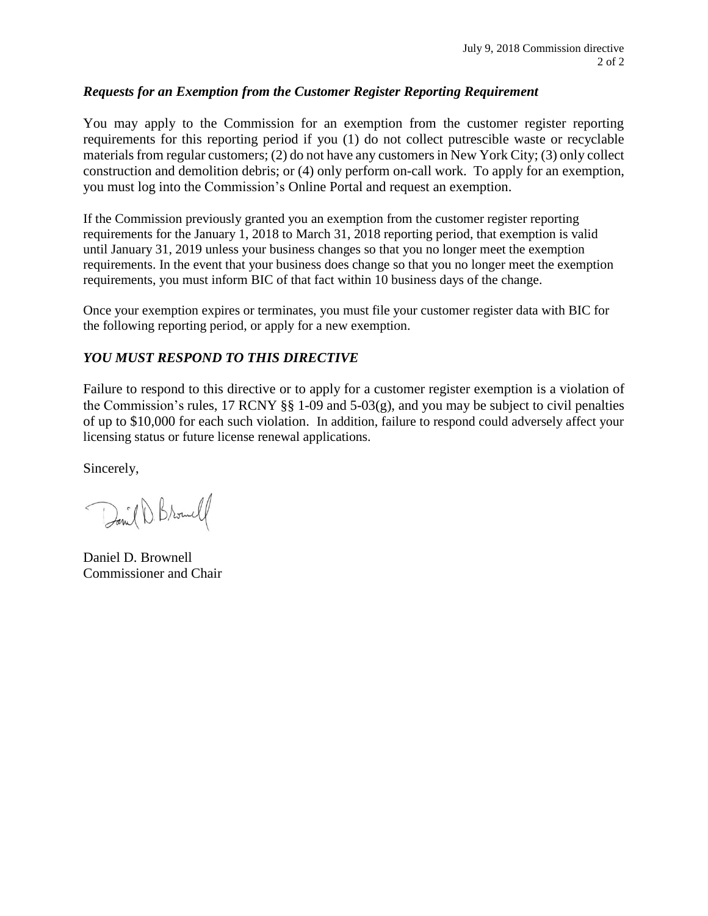### *Requests for an Exemption from the Customer Register Reporting Requirement*

You may apply to the Commission for an exemption from the customer register reporting requirements for this reporting period if you (1) do not collect putrescible waste or recyclable materials from regular customers; (2) do not have any customers in New York City; (3) only collect construction and demolition debris; or (4) only perform on-call work. To apply for an exemption, you must log into the Commission's Online Portal and request an exemption.

If the Commission previously granted you an exemption from the customer register reporting requirements for the January 1, 2018 to March 31, 2018 reporting period, that exemption is valid until January 31, 2019 unless your business changes so that you no longer meet the exemption requirements. In the event that your business does change so that you no longer meet the exemption requirements, you must inform BIC of that fact within 10 business days of the change.

Once your exemption expires or terminates, you must file your customer register data with BIC for the following reporting period, or apply for a new exemption.

### *YOU MUST RESPOND TO THIS DIRECTIVE*

Failure to respond to this directive or to apply for a customer register exemption is a violation of the Commission's rules, 17 RCNY §§ 1-09 and 5-03(g), and you may be subject to civil penalties of up to $10,000 for each such violation. In addition, failure to respond could adversely affect your licensing status or future license renewal applications.

Sincerely,

Daniel D. Brownell
Commissioner and Chair